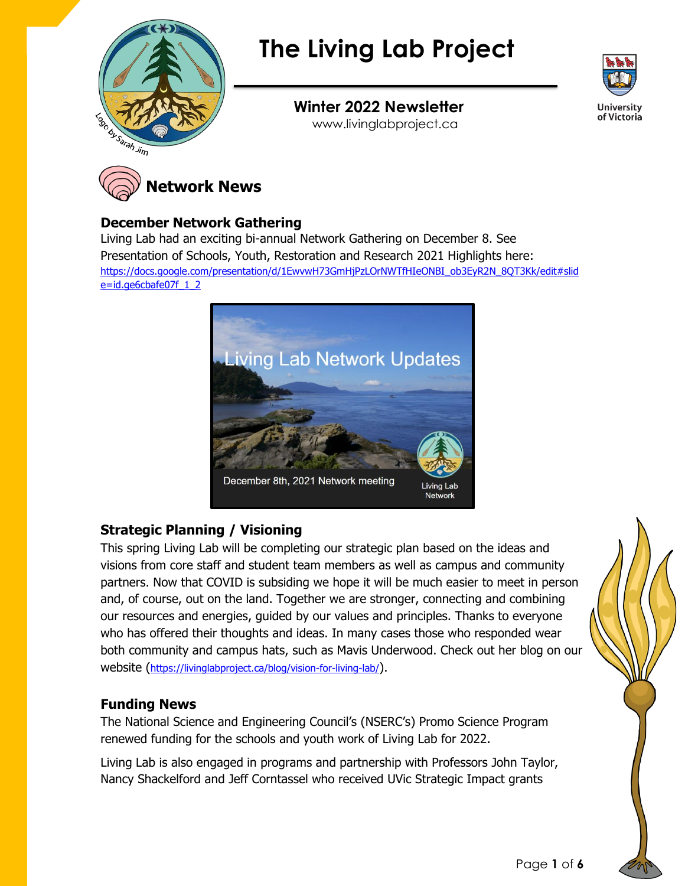# The Living Lab Project

Logo by Sarah Jim

**Winter 2022 Newsletter**

www.livinglabproject.ca

University of Victoria

## Network News

### December Network Gathering

Living Lab had an exciting bi-annual Network Gathering on December 8. See Presentation of Schools, Youth, Restoration and Research 2021 Highlights here: https://docs.google.com/presentation/d/1EwvwH73GmHjPzLOrNWTfHIeONBI_ob3EyR2N_8QT3Kk/edit#slide=id.ge6cbafe07f_1_2

Living Lab Network Updates

December 8th, 2021 Network meeting

Living Lab Network

### Strategic Planning / Visioning

This spring Living Lab will be completing our strategic plan based on the ideas and visions from core staff and student team members as well as campus and community partners. Now that COVID is subsiding we hope it will be much easier to meet in person and, of course, out on the land. Together we are stronger, connecting and combining our resources and energies, guided by our values and principles. Thanks to everyone who has offered their thoughts and ideas. In many cases those who responded wear both community and campus hats, such as Mavis Underwood. Check out her blog on our website (https://livinglabproject.ca/blog/vision-for-living-lab/).

### Funding News

The National Science and Engineering Council's (NSERC's) Promo Science Program renewed funding for the schools and youth work of Living Lab for 2022.

Living Lab is also engaged in programs and partnership with Professors John Taylor, Nancy Shackelford and Jeff Corntassel who received UVic Strategic Impact grants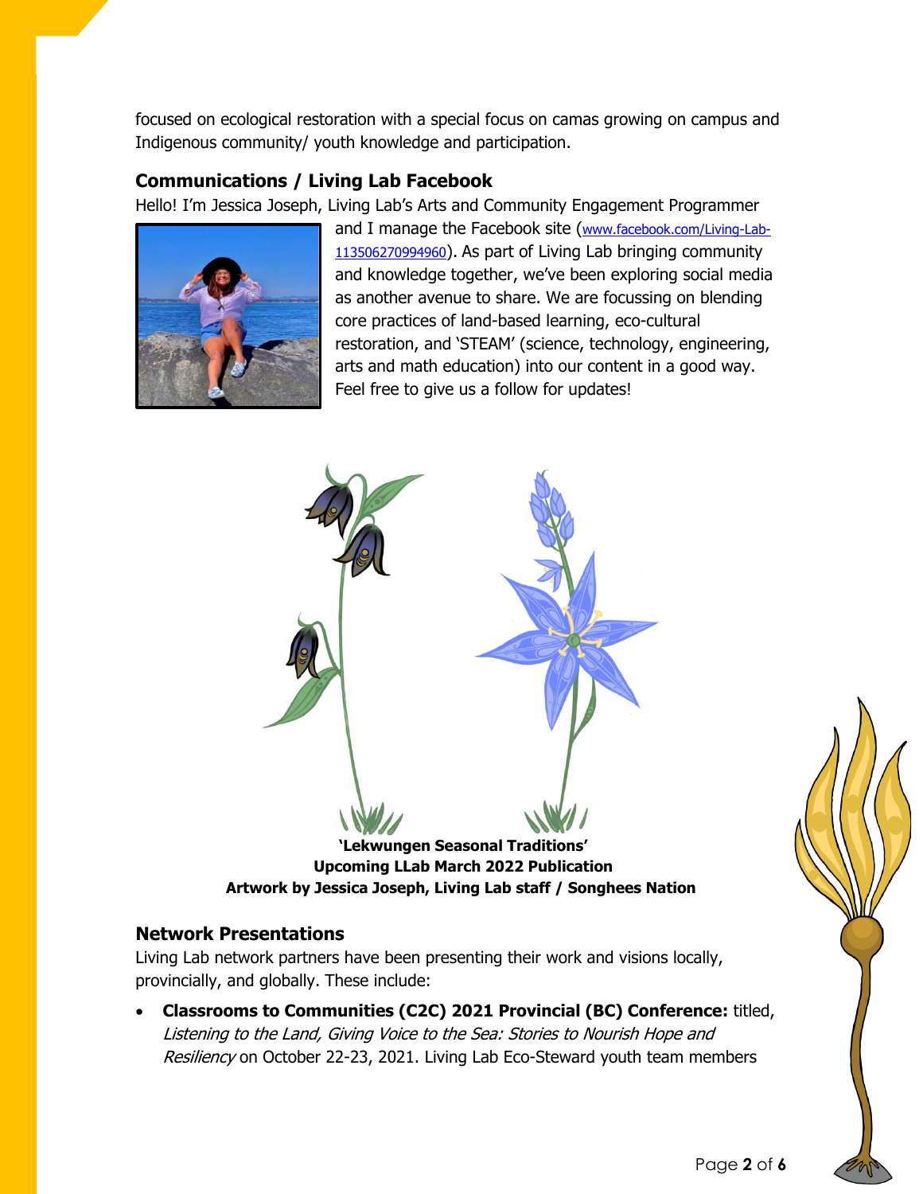focused on ecological restoration with a special focus on camas growing on campus and Indigenous community/ youth knowledge and participation.

### Communications / Living Lab Facebook

Hello! I'm Jessica Joseph, Living Lab's Arts and Community Engagement Programmer and I manage the Facebook site (www.facebook.com/Living-Lab-113506270994960). As part of Living Lab bringing community and knowledge together, we've been exploring social media as another avenue to share. We are focussing on blending core practices of land-based learning, eco-cultural restoration, and 'STEAM' (science, technology, engineering, arts and math education) into our content in a good way. Feel free to give us a follow for updates!

**'Lekwungen Seasonal Traditions'**
**Upcoming LLab March 2022 Publication**
**Artwork by Jessica Joseph, Living Lab staff / Songhees Nation**

### Network Presentations

Living Lab network partners have been presenting their work and visions locally, provincially, and globally. These include:

- **Classrooms to Communities (C2C) 2021 Provincial (BC) Conference:** titled, *Listening to the Land, Giving Voice to the Sea: Stories to Nourish Hope and Resiliency* on October 22-23, 2021. Living Lab Eco-Steward youth team members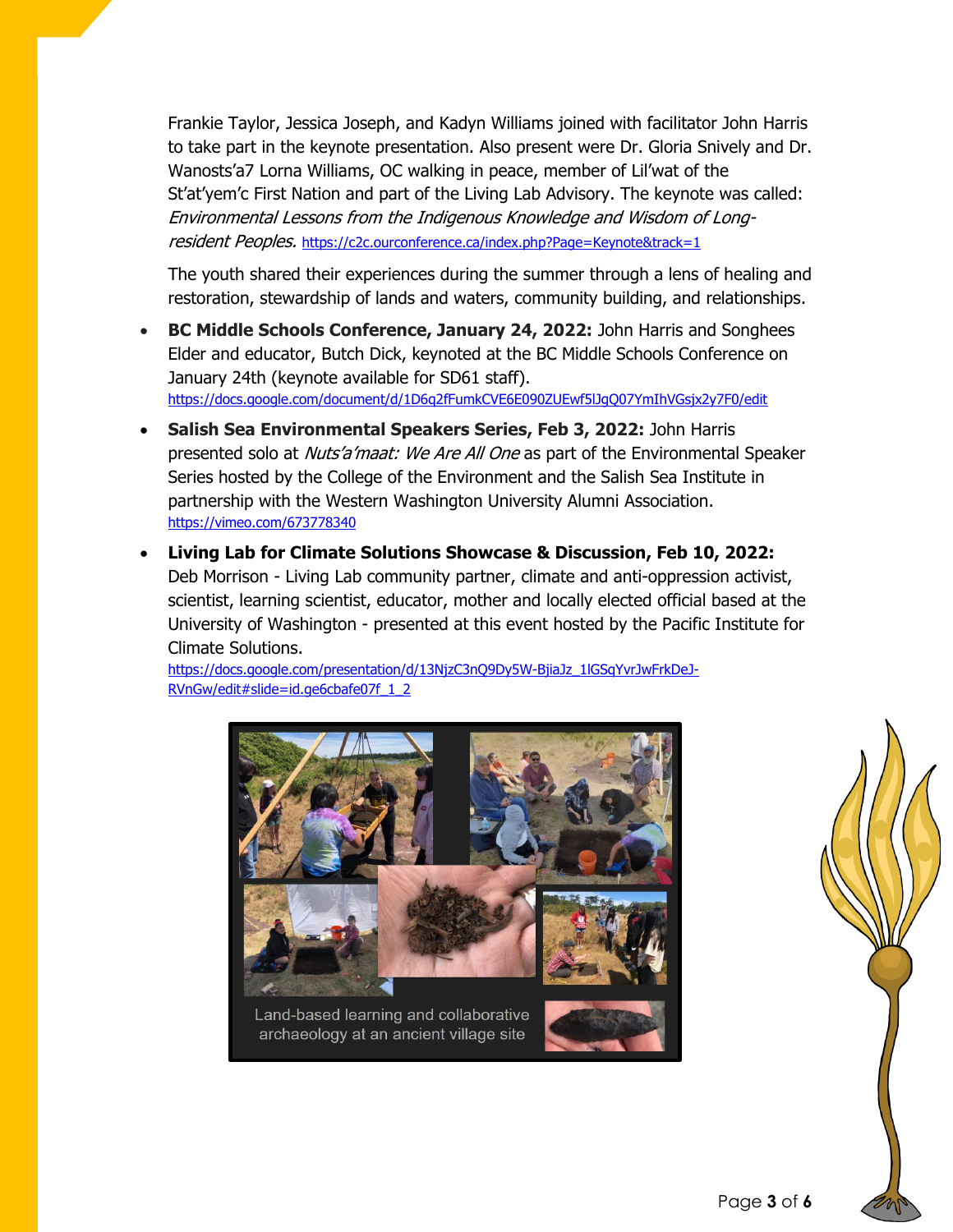Frankie Taylor, Jessica Joseph, and Kadyn Williams joined with facilitator John Harris to take part in the keynote presentation. Also present were Dr. Gloria Snively and Dr. Wanosts'a7 Lorna Williams, OC walking in peace, member of Lil'wat of the St'at'yem'c First Nation and part of the Living Lab Advisory. The keynote was called: *Environmental Lessons from the Indigenous Knowledge and Wisdom of Long-resident Peoples.* https://c2c.ourconference.ca/index.php?Page=Keynote&track=1

The youth shared their experiences during the summer through a lens of healing and restoration, stewardship of lands and waters, community building, and relationships.

- **BC Middle Schools Conference, January 24, 2022:** John Harris and Songhees Elder and educator, Butch Dick, keynoted at the BC Middle Schools Conference on January 24th (keynote available for SD61 staff). https://docs.google.com/document/d/1D6q2fFumkCVE6E090ZUEwf5lJgQ07YmIhVGsjx2y7F0/edit
- **Salish Sea Environmental Speakers Series, Feb 3, 2022:** John Harris presented solo at *Nuts'a'maat: We Are All One* as part of the Environmental Speaker Series hosted by the College of the Environment and the Salish Sea Institute in partnership with the Western Washington University Alumni Association. https://vimeo.com/673778340
- **Living Lab for Climate Solutions Showcase & Discussion, Feb 10, 2022:** Deb Morrison - Living Lab community partner, climate and anti-oppression activist, scientist, learning scientist, educator, mother and locally elected official based at the University of Washington - presented at this event hosted by the Pacific Institute for Climate Solutions. https://docs.google.com/presentation/d/13NjzC3nQ9Dy5W-BjiaJz_1lGSqYvrJwFrkDeJ-RVnGw/edit#slide=id.ge6cbafe07f_1_2

Land-based learning and collaborative archaeology at an ancient village site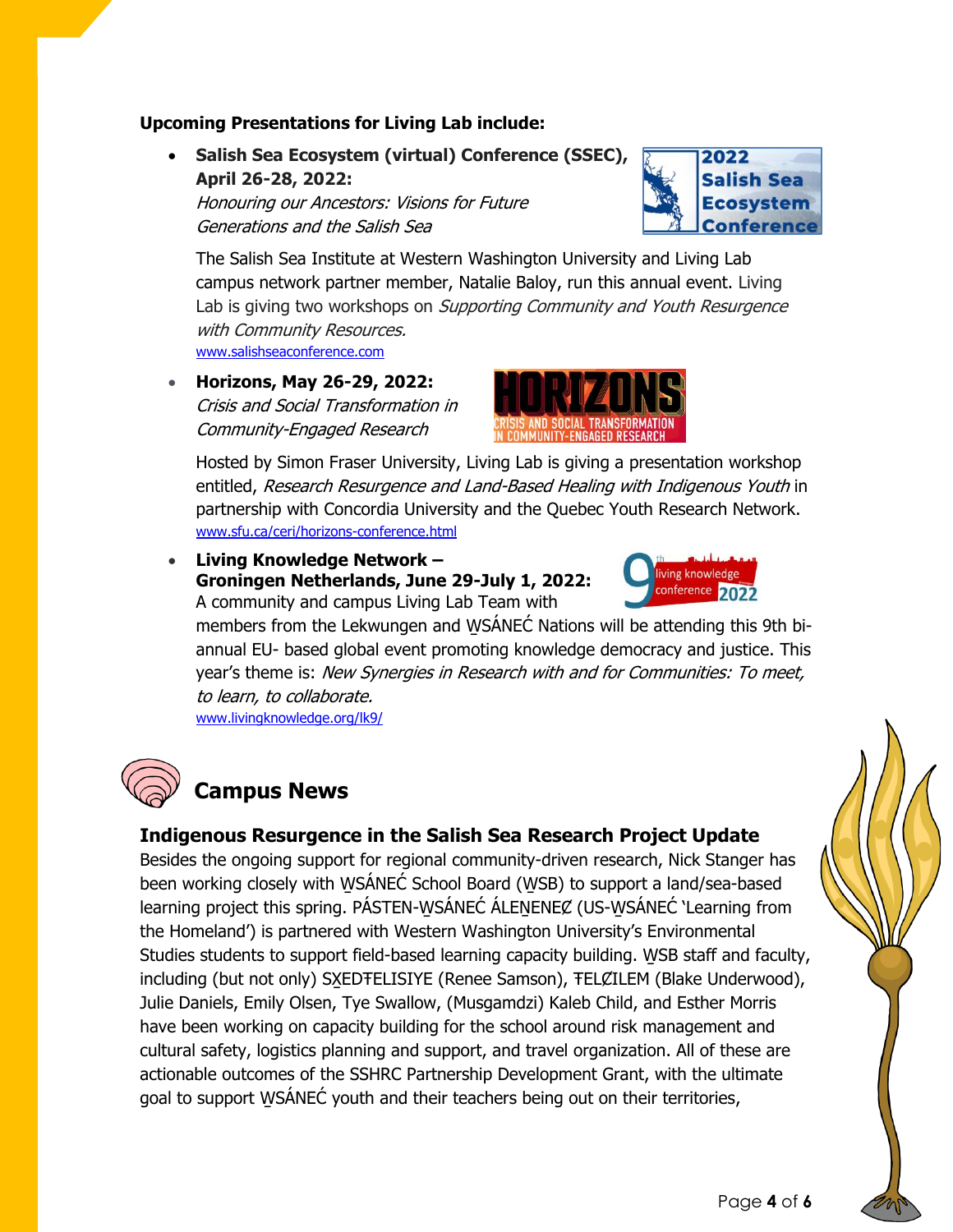**Upcoming Presentations for Living Lab include:**

- **Salish Sea Ecosystem (virtual) Conference (SSEC), April 26-28, 2022:**
  *Honouring our Ancestors: Visions for Future Generations and the Salish Sea*

  The Salish Sea Institute at Western Washington University and Living Lab campus network partner member, Natalie Baloy, run this annual event. Living Lab is giving two workshops on *Supporting Community and Youth Resurgence with Community Resources.*
  www.salishseaconference.com

- **Horizons, May 26-29, 2022:**
  *Crisis and Social Transformation in Community-Engaged Research*

  Hosted by Simon Fraser University, Living Lab is giving a presentation workshop entitled, *Research Resurgence and Land-Based Healing with Indigenous Youth* in partnership with Concordia University and the Quebec Youth Research Network.
  www.sfu.ca/ceri/horizons-conference.html

- **Living Knowledge Network – Groningen Netherlands, June 29-July 1, 2022:**
  A community and campus Living Lab Team with members from the Lekwungen and W̱SÁNEĆ Nations will be attending this 9th bi-annual EU- based global event promoting knowledge democracy and justice. This year's theme is: *New Synergies in Research with and for Communities: To meet, to learn, to collaborate.*
  www.livingknowledge.org/lk9/

## Campus News

### Indigenous Resurgence in the Salish Sea Research Project Update

Besides the ongoing support for regional community-driven research, Nick Stanger has been working closely with W̱SÁNEĆ School Board (W̱SB) to support a land/sea-based learning project this spring. PÁSTEN-W̱SÁNEĆ ÁLEṈENEȻ (US-W̱SÁNEĆ 'Learning from the Homeland') is partnered with Western Washington University's Environmental Studies students to support field-based learning capacity building. W̱SB staff and faculty, including (but not only) SX̱EDŦELISIYE (Renee Samson), ŦELȻILEM (Blake Underwood), Julie Daniels, Emily Olsen, Tye Swallow, (Musgamdzi) Kaleb Child, and Esther Morris have been working on capacity building for the school around risk management and cultural safety, logistics planning and support, and travel organization. All of these are actionable outcomes of the SSHRC Partnership Development Grant, with the ultimate goal to support W̱SÁNEĆ youth and their teachers being out on their territories,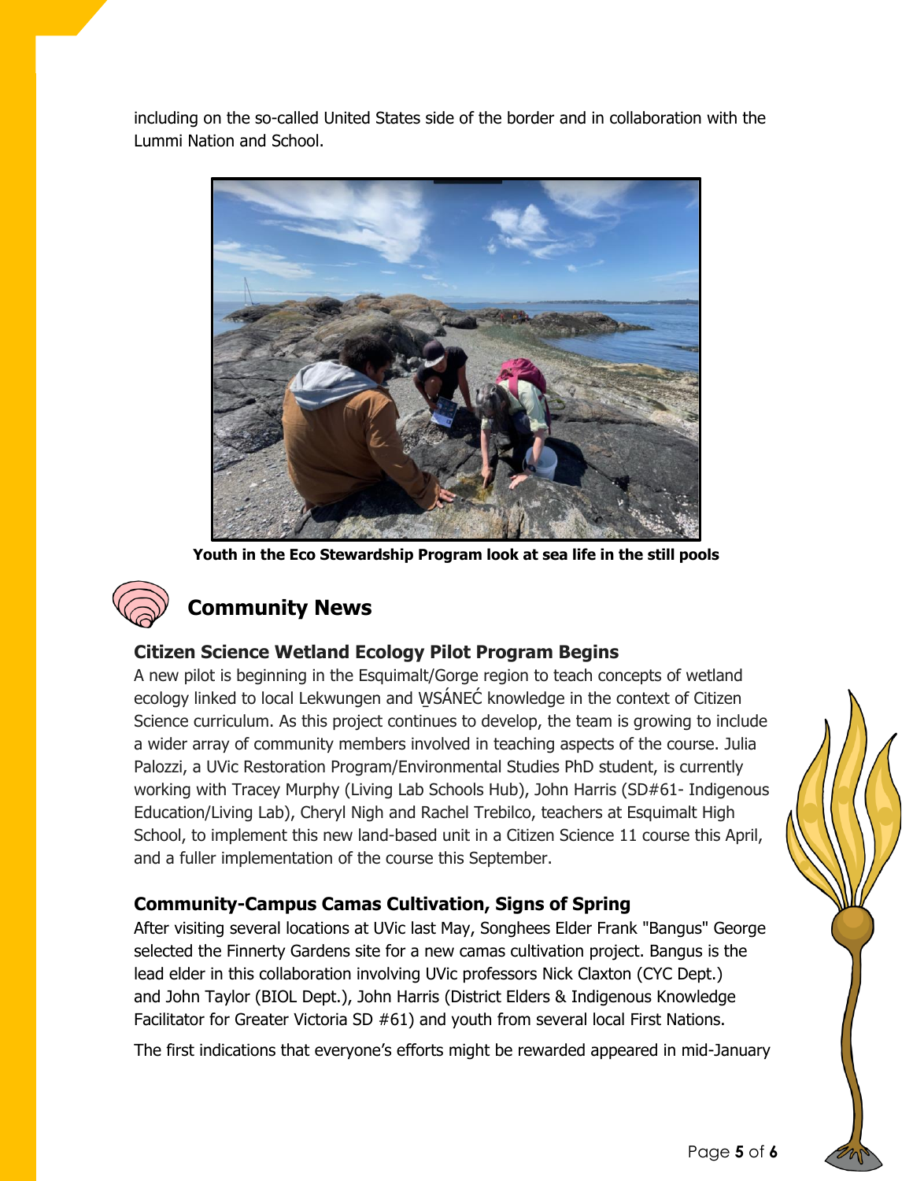including on the so-called United States side of the border and in collaboration with the Lummi Nation and School.

**Youth in the Eco Stewardship Program look at sea life in the still pools**

## Community News

### Citizen Science Wetland Ecology Pilot Program Begins

A new pilot is beginning in the Esquimalt/Gorge region to teach concepts of wetland ecology linked to local Lekwungen and W̱SÁNEĆ knowledge in the context of Citizen Science curriculum. As this project continues to develop, the team is growing to include a wider array of community members involved in teaching aspects of the course. Julia Palozzi, a UVic Restoration Program/Environmental Studies PhD student, is currently working with Tracey Murphy (Living Lab Schools Hub), John Harris (SD#61- Indigenous Education/Living Lab), Cheryl Nigh and Rachel Trebilco, teachers at Esquimalt High School, to implement this new land-based unit in a Citizen Science 11 course this April, and a fuller implementation of the course this September.

### Community-Campus Camas Cultivation, Signs of Spring

After visiting several locations at UVic last May, Songhees Elder Frank "Bangus" George selected the Finnerty Gardens site for a new camas cultivation project. Bangus is the lead elder in this collaboration involving UVic professors Nick Claxton (CYC Dept.) and John Taylor (BIOL Dept.), John Harris (District Elders & Indigenous Knowledge Facilitator for Greater Victoria SD #61) and youth from several local First Nations.

The first indications that everyone's efforts might be rewarded appeared in mid-January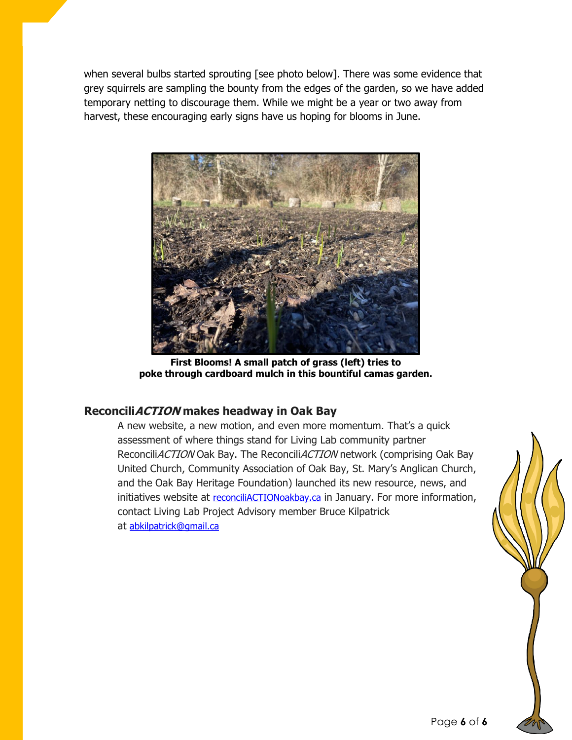when several bulbs started sprouting [see photo below]. There was some evidence that grey squirrels are sampling the bounty from the edges of the garden, so we have added temporary netting to discourage them. While we might be a year or two away from harvest, these encouraging early signs have us hoping for blooms in June.

**First Blooms! A small patch of grass (left) tries to poke through cardboard mulch in this bountiful camas garden.**

## Reconcili*ACTION* makes headway in Oak Bay

A new website, a new motion, and even more momentum. That's a quick assessment of where things stand for Living Lab community partner Reconcili*ACTION* Oak Bay. The Reconcili*ACTION* network (comprising Oak Bay United Church, Community Association of Oak Bay, St. Mary's Anglican Church, and the Oak Bay Heritage Foundation) launched its new resource, news, and initiatives website at [reconciliACTIONoakbay.ca](reconciliACTIONoakbay.ca) in January. For more information, contact Living Lab Project Advisory member Bruce Kilpatrick at [abkilpatrick@gmail.ca](mailto:abkilpatrick@gmail.ca)